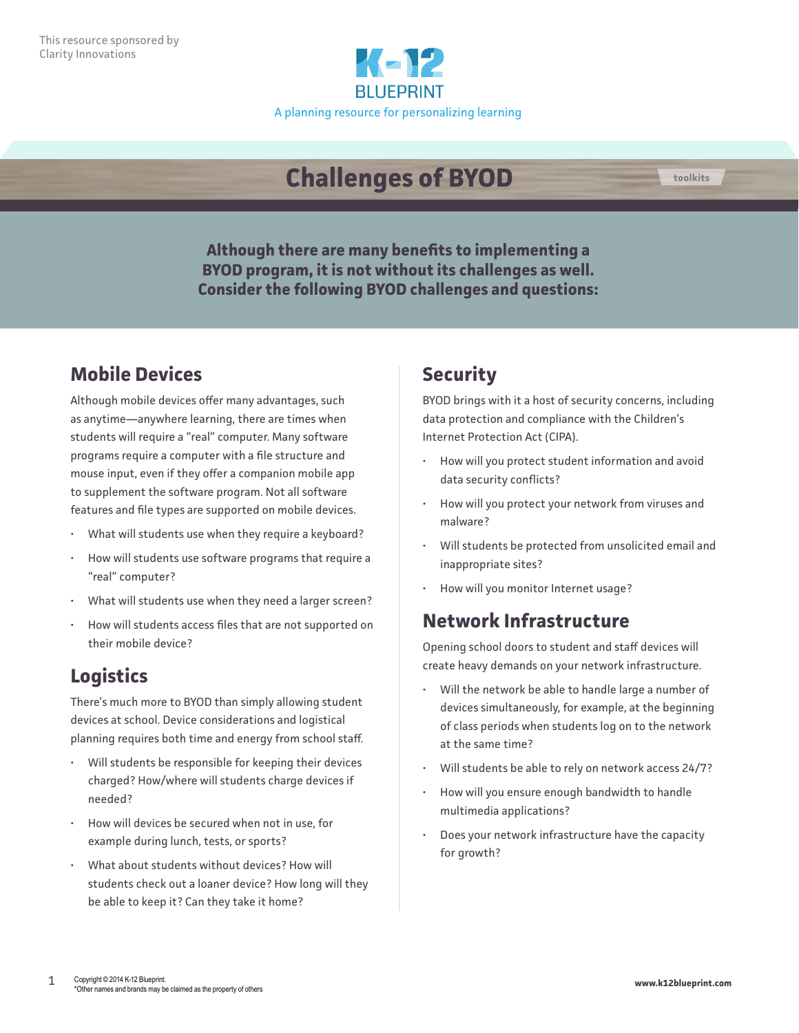This resource sponsored by Clarity Innovations

K-12 BLUEPRINT

A planning resource for personalizing learning

# Challenges of BYOD

toolkits

**Although there are many benefits to implementing a BYOD program, it is not without its challenges as well. Consider the following BYOD challenges and questions:**

## Mobile Devices

Although mobile devices offer many advantages, such as anytime—anywhere learning, there are times when students will require a "real" computer. Many software programs require a computer with a file structure and mouse input, even if they offer a companion mobile app to supplement the software program. Not all software features and file types are supported on mobile devices.

- What will students use when they require a keyboard?
- How will students use software programs that require a "real" computer?
- What will students use when they need a larger screen?
- How will students access files that are not supported on their mobile device?

## Logistics

There's much more to BYOD than simply allowing student devices at school. Device considerations and logistical planning requires both time and energy from school staff.

- Will students be responsible for keeping their devices charged? How/where will students charge devices if needed?
- How will devices be secured when not in use, for example during lunch, tests, or sports?
- What about students without devices? How will students check out a loaner device? How long will they be able to keep it? Can they take it home?

## Security

BYOD brings with it a host of security concerns, including data protection and compliance with the Children's Internet Protection Act (CIPA).

- How will you protect student information and avoid data security conflicts?
- How will you protect your network from viruses and malware?
- Will students be protected from unsolicited email and inappropriate sites?
- How will you monitor Internet usage?

## Network Infrastructure

Opening school doors to student and staff devices will create heavy demands on your network infrastructure.

- Will the network be able to handle large a number of devices simultaneously, for example, at the beginning of class periods when students log on to the network at the same time?
- Will students be able to rely on network access 24/7?
- How will you ensure enough bandwidth to handle multimedia applications?
- Does your network infrastructure have the capacity for growth?

Copyright © 2014 K-12 Blueprint.
*Other names and brands may be claimed as the property of others

www.k12blueprint.com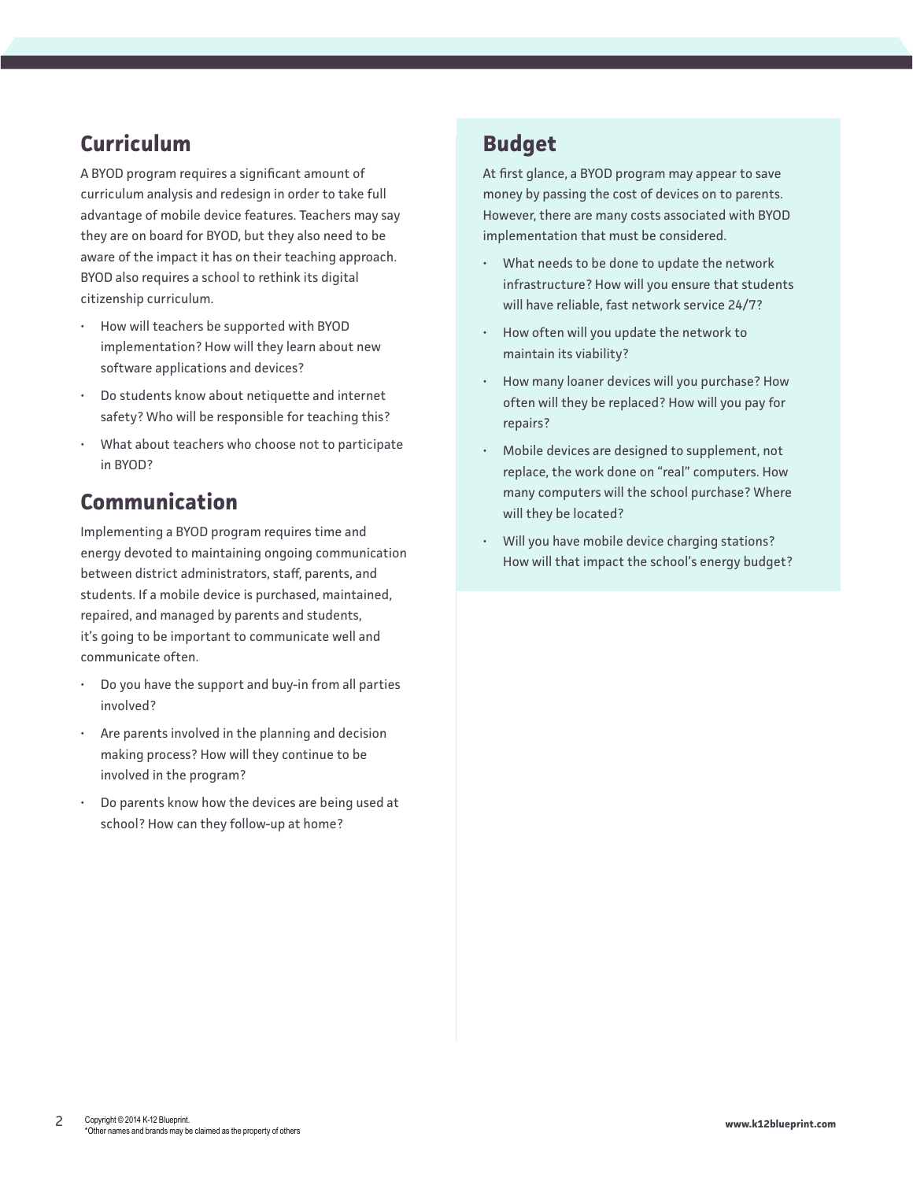## Curriculum

A BYOD program requires a significant amount of curriculum analysis and redesign in order to take full advantage of mobile device features. Teachers may say they are on board for BYOD, but they also need to be aware of the impact it has on their teaching approach. BYOD also requires a school to rethink its digital citizenship curriculum.

- How will teachers be supported with BYOD implementation? How will they learn about new software applications and devices?
- Do students know about netiquette and internet safety? Who will be responsible for teaching this?
- What about teachers who choose not to participate in BYOD?

## Communication

Implementing a BYOD program requires time and energy devoted to maintaining ongoing communication between district administrators, staff, parents, and students. If a mobile device is purchased, maintained, repaired, and managed by parents and students, it's going to be important to communicate well and communicate often.

- Do you have the support and buy-in from all parties involved?
- Are parents involved in the planning and decision making process? How will they continue to be involved in the program?
- Do parents know how the devices are being used at school? How can they follow-up at home?

## Budget

At first glance, a BYOD program may appear to save money by passing the cost of devices on to parents. However, there are many costs associated with BYOD implementation that must be considered.

- What needs to be done to update the network infrastructure? How will you ensure that students will have reliable, fast network service 24/7?
- How often will you update the network to maintain its viability?
- How many loaner devices will you purchase? How often will they be replaced? How will you pay for repairs?
- Mobile devices are designed to supplement, not replace, the work done on "real" computers. How many computers will the school purchase? Where will they be located?
- Will you have mobile device charging stations? How will that impact the school's energy budget?

Copyright © 2014 K-12 Blueprint.
*Other names and brands may be claimed as the property of others

www.k12blueprint.com